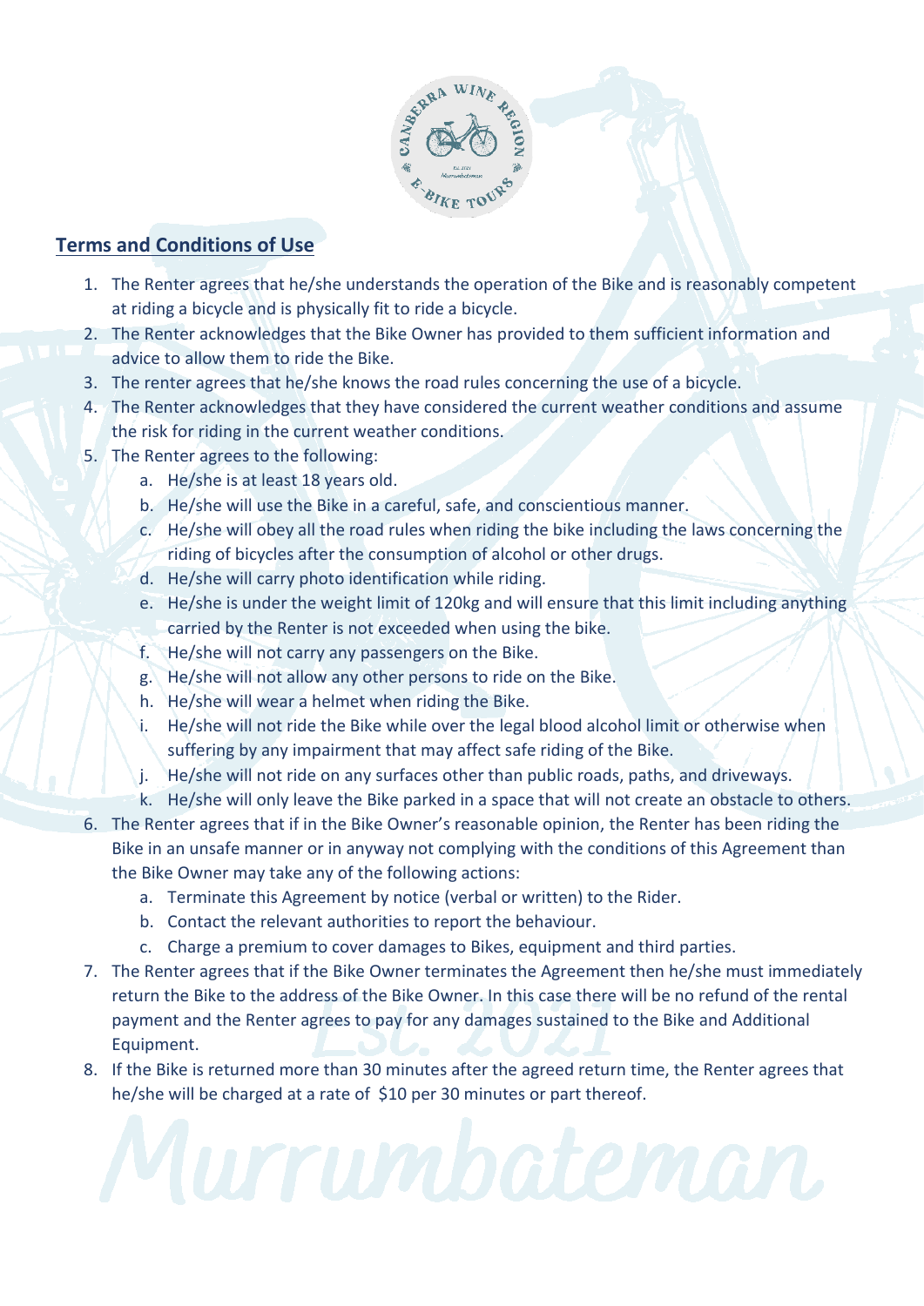## Terms and Conditions of Use

1. The Renter agrees that he/she understands the operation of the Bike and is reasonably competent at riding a bicycle and is physically fit to ride a bicycle.
2. The Renter acknowledges that the Bike Owner has provided to them sufficient information and advice to allow them to ride the Bike.
3. The renter agrees that he/she knows the road rules concerning the use of a bicycle.
4. The Renter acknowledges that they have considered the current weather conditions and assume the risk for riding in the current weather conditions.
5. The Renter agrees to the following:
   a. He/she is at least 18 years old.
   b. He/she will use the Bike in a careful, safe, and conscientious manner.
   c. He/she will obey all the road rules when riding the bike including the laws concerning the riding of bicycles after the consumption of alcohol or other drugs.
   d. He/she will carry photo identification while riding.
   e. He/she is under the weight limit of 120kg and will ensure that this limit including anything carried by the Renter is not exceeded when using the bike.
   f. He/she will not carry any passengers on the Bike.
   g. He/she will not allow any other persons to ride on the Bike.
   h. He/she will wear a helmet when riding the Bike.
   i. He/she will not ride the Bike while over the legal blood alcohol limit or otherwise when suffering by any impairment that may affect safe riding of the Bike.
   j. He/she will not ride on any surfaces other than public roads, paths, and driveways.
   k. He/she will only leave the Bike parked in a space that will not create an obstacle to others.
6. The Renter agrees that if in the Bike Owner's reasonable opinion, the Renter has been riding the Bike in an unsafe manner or in anyway not complying with the conditions of this Agreement than the Bike Owner may take any of the following actions:
   a. Terminate this Agreement by notice (verbal or written) to the Rider.
   b. Contact the relevant authorities to report the behaviour.
   c. Charge a premium to cover damages to Bikes, equipment and third parties.
7. The Renter agrees that if the Bike Owner terminates the Agreement then he/she must immediately return the Bike to the address of the Bike Owner. In this case there will be no refund of the rental payment and the Renter agrees to pay for any damages sustained to the Bike and Additional Equipment.
8. If the Bike is returned more than 30 minutes after the agreed return time, the Renter agrees that he/she will be charged at a rate of $10 per 30 minutes or part thereof.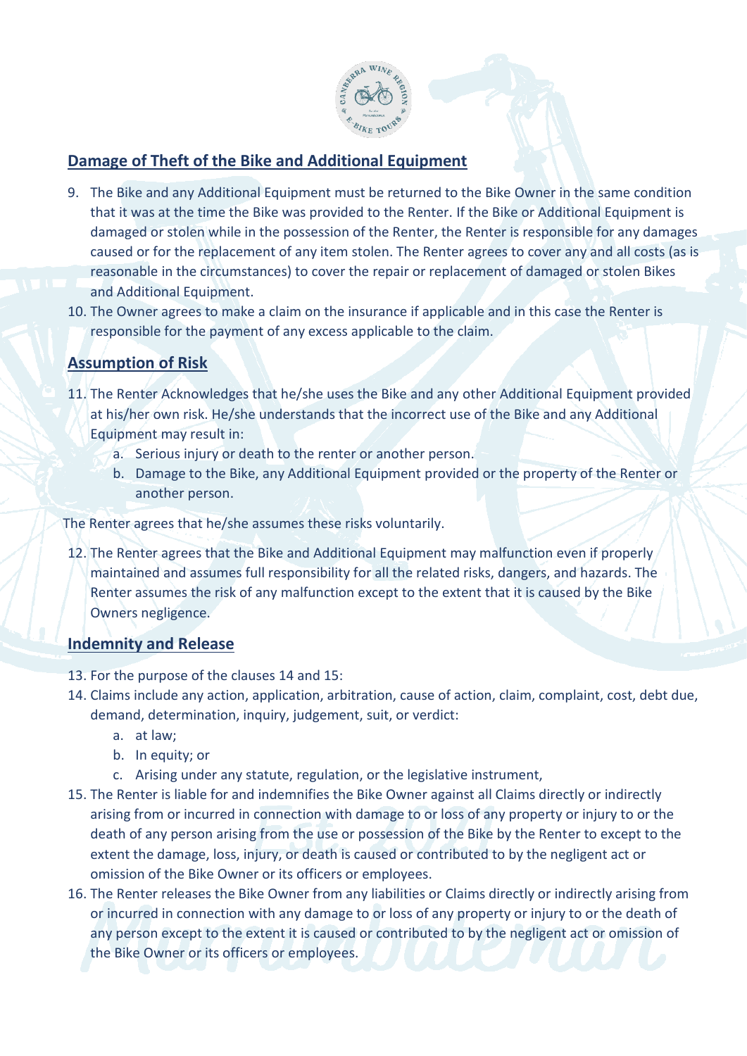## Damage of Theft of the Bike and Additional Equipment

9. The Bike and any Additional Equipment must be returned to the Bike Owner in the same condition that it was at the time the Bike was provided to the Renter. If the Bike or Additional Equipment is damaged or stolen while in the possession of the Renter, the Renter is responsible for any damages caused or for the replacement of any item stolen. The Renter agrees to cover any and all costs (as is reasonable in the circumstances) to cover the repair or replacement of damaged or stolen Bikes and Additional Equipment.
10. The Owner agrees to make a claim on the insurance if applicable and in this case the Renter is responsible for the payment of any excess applicable to the claim.

## Assumption of Risk

11. The Renter Acknowledges that he/she uses the Bike and any other Additional Equipment provided at his/her own risk. He/she understands that the incorrect use of the Bike and any Additional Equipment may result in:
    a. Serious injury or death to the renter or another person.
    b. Damage to the Bike, any Additional Equipment provided or the property of the Renter or another person.

The Renter agrees that he/she assumes these risks voluntarily.

12. The Renter agrees that the Bike and Additional Equipment may malfunction even if properly maintained and assumes full responsibility for all the related risks, dangers, and hazards. The Renter assumes the risk of any malfunction except to the extent that it is caused by the Bike Owners negligence.

## Indemnity and Release

13. For the purpose of the clauses 14 and 15:
14. Claims include any action, application, arbitration, cause of action, claim, complaint, cost, debt due, demand, determination, inquiry, judgement, suit, or verdict:
    a. at law;
    b. In equity; or
    c. Arising under any statute, regulation, or the legislative instrument,
15. The Renter is liable for and indemnifies the Bike Owner against all Claims directly or indirectly arising from or incurred in connection with damage to or loss of any property or injury to or the death of any person arising from the use or possession of the Bike by the Renter to except to the extent the damage, loss, injury, or death is caused or contributed to by the negligent act or omission of the Bike Owner or its officers or employees.
16. The Renter releases the Bike Owner from any liabilities or Claims directly or indirectly arising from or incurred in connection with any damage to or loss of any property or injury to or the death of any person except to the extent it is caused or contributed to by the negligent act or omission of the Bike Owner or its officers or employees.